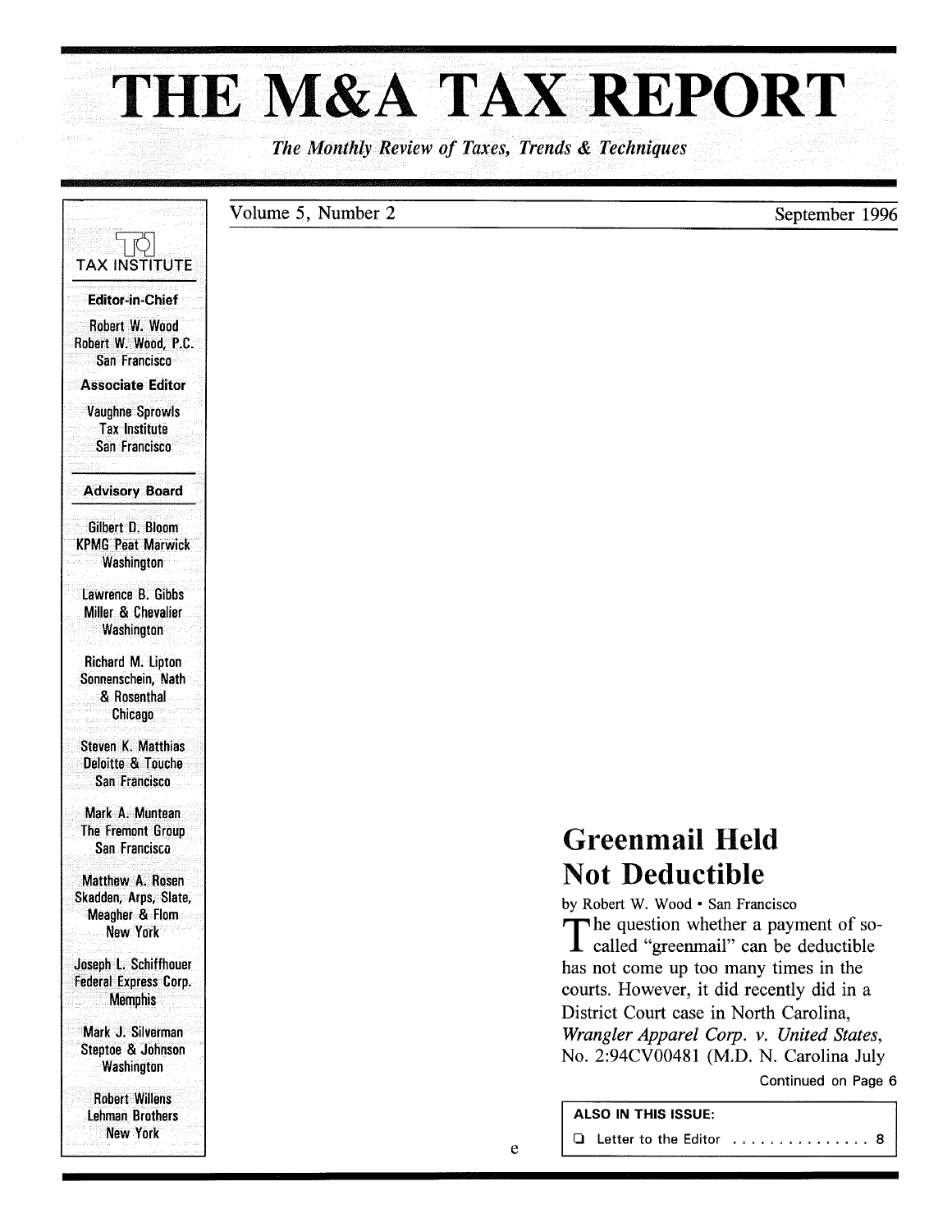# THE M&A TAX REPORT

*The Monthly Review of Taxes, Trends & Techniques*

Volume 5, Number 2 — September 1996

TAX INSTITUTE

**Editor-in-Chief**

Robert W. Wood
Robert W. Wood, P.C.
San Francisco

**Associate Editor**

Vaughne Sprowls
Tax Institute
San Francisco

**Advisory Board**

Gilbert D. Bloom
KPMG Peat Marwick
Washington

Lawrence B. Gibbs
Miller & Chevalier
Washington

Richard M. Lipton
Sonnenschein, Nath & Rosenthal
Chicago

Steven K. Matthias
Deloitte & Touche
San Francisco

Mark A. Muntean
The Fremont Group
San Francisco

Matthew A. Rosen
Skadden, Arps, Slate, Meagher & Flom
New York

Joseph L. Schiffhouer
Federal Express Corp.
Memphis

Mark J. Silverman
Steptoe & Johnson
Washington

Robert Willens
Lehman Brothers
New York

## Greenmail Held Not Deductible

by Robert W. Wood • San Francisco

The question whether a payment of so-called "greenmail" can be deductible has not come up too many times in the courts. However, it did recently did in a District Court case in North Carolina, *Wrangler Apparel Corp. v. United States*, No. 2:94CV00481 (M.D. N. Carolina July

Continued on Page 6

**ALSO IN THIS ISSUE:**

- Letter to the Editor ............... 8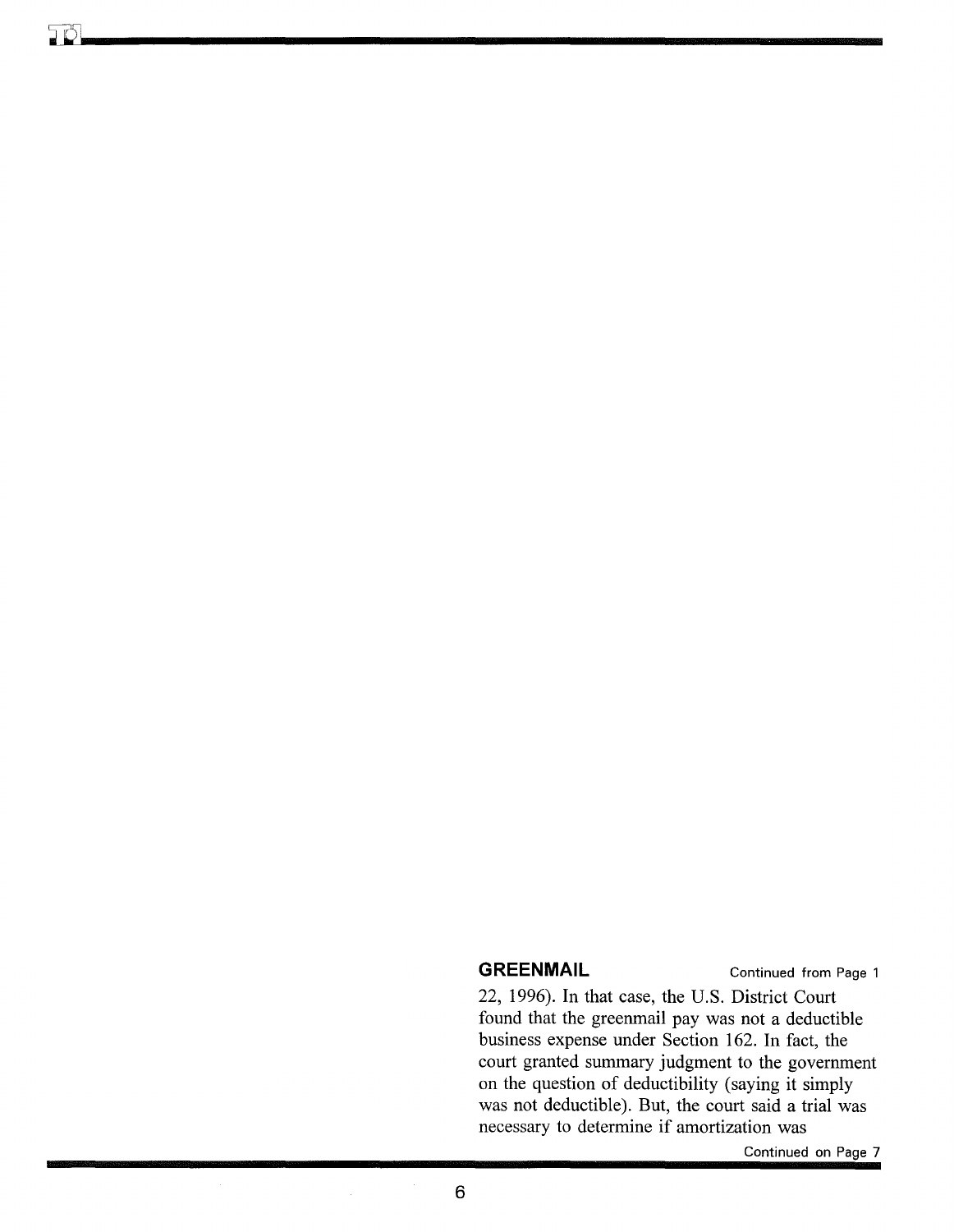**GREENMAIL** Continued from Page 1

22, 1996). In that case, the U.S. District Court found that the greenmail pay was not a deductible business expense under Section 162. In fact, the court granted summary judgment to the government on the question of deductibility (saying it simply was not deductible). But, the court said a trial was necessary to determine if amortization was

Continued on Page 7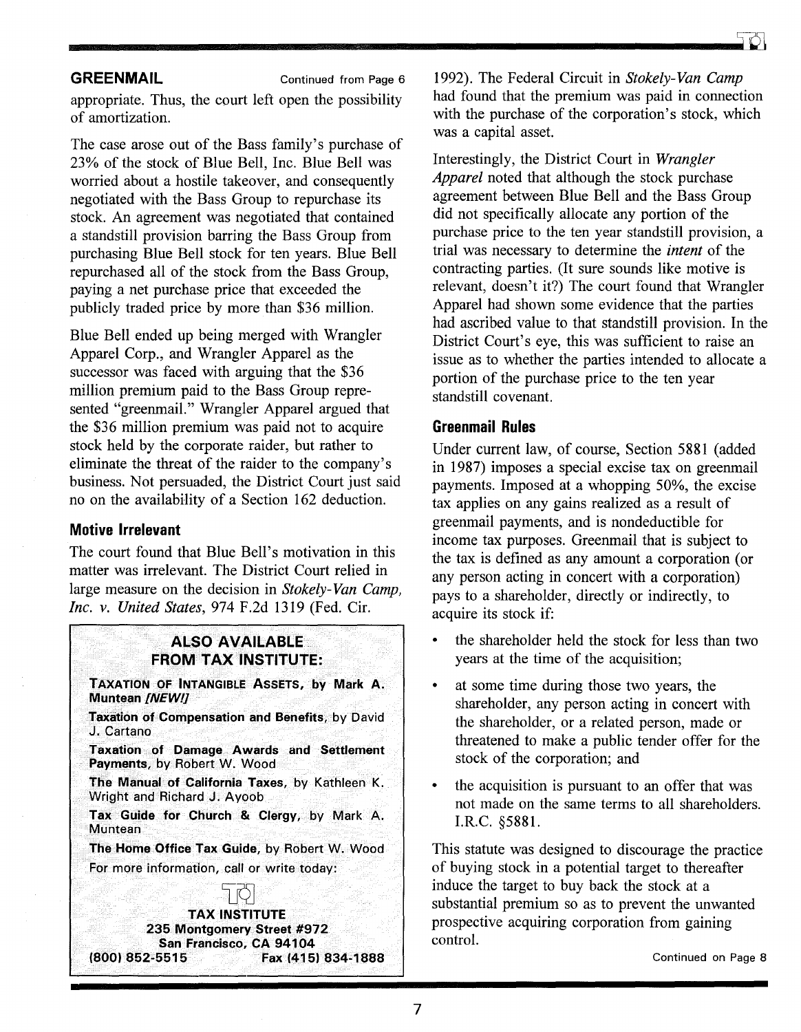## GREENMAIL

Continued from Page 6

appropriate. Thus, the court left open the possibility of amortization.

The case arose out of the Bass family's purchase of 23% of the stock of Blue Bell, Inc. Blue Bell was worried about a hostile takeover, and consequently negotiated with the Bass Group to repurchase its stock. An agreement was negotiated that contained a standstill provision barring the Bass Group from purchasing Blue Bell stock for ten years. Blue Bell repurchased all of the stock from the Bass Group, paying a net purchase price that exceeded the publicly traded price by more than $36 million.

Blue Bell ended up being merged with Wrangler Apparel Corp., and Wrangler Apparel as the successor was faced with arguing that the $36 million premium paid to the Bass Group represented "greenmail." Wrangler Apparel argued that the $36 million premium was paid not to acquire stock held by the corporate raider, but rather to eliminate the threat of the raider to the company's business. Not persuaded, the District Court just said no on the availability of a Section 162 deduction.

### Motive Irrelevant

The court found that Blue Bell's motivation in this matter was irrelevant. The District Court relied in large measure on the decision in *Stokely-Van Camp, Inc. v. United States*, 974 F.2d 1319 (Fed. Cir. 1992). The Federal Circuit in *Stokely-Van Camp* had found that the premium was paid in connection with the purchase of the corporation's stock, which was a capital asset.

Interestingly, the District Court in *Wrangler Apparel* noted that although the stock purchase agreement between Blue Bell and the Bass Group did not specifically allocate any portion of the purchase price to the ten year standstill provision, a trial was necessary to determine the *intent* of the contracting parties. (It sure sounds like motive is relevant, doesn't it?) The court found that Wrangler Apparel had shown some evidence that the parties had ascribed value to that standstill provision. In the District Court's eye, this was sufficient to raise an issue as to whether the parties intended to allocate a portion of the purchase price to the ten year standstill covenant.

### Greenmail Rules

Under current law, of course, Section 5881 (added in 1987) imposes a special excise tax on greenmail payments. Imposed at a whopping 50%, the excise tax applies on any gains realized as a result of greenmail payments, and is nondeductible for income tax purposes. Greenmail that is subject to the tax is defined as any amount a corporation (or any person acting in concert with a corporation) pays to a shareholder, directly or indirectly, to acquire its stock if:

- the shareholder held the stock for less than two years at the time of the acquisition;
- at some time during those two years, the shareholder, any person acting in concert with the shareholder, or a related person, made or threatened to make a public tender offer for the stock of the corporation; and
- the acquisition is pursuant to an offer that was not made on the same terms to all shareholders. I.R.C. §5881.

This statute was designed to discourage the practice of buying stock in a potential target to thereafter induce the target to buy back the stock at a substantial premium so as to prevent the unwanted prospective acquiring corporation from gaining control.

Continued on Page 8

**ALSO AVAILABLE FROM TAX INSTITUTE:**

**Taxation of Intangible Assets**, by Mark A. Muntean *[NEW!]*

**Taxation of Compensation and Benefits**, by David J. Cartano

**Taxation of Damage Awards and Settlement Payments**, by Robert W. Wood

**The Manual of California Taxes**, by Kathleen K. Wright and Richard J. Ayoob

**Tax Guide for Church & Clergy**, by Mark A. Muntean

**The Home Office Tax Guide**, by Robert W. Wood

For more information, call or write today:

**TAX INSTITUTE**
**235 Montgomery Street #972**
**San Francisco, CA 94104**
**(800) 852-5515 Fax (415) 834-1888**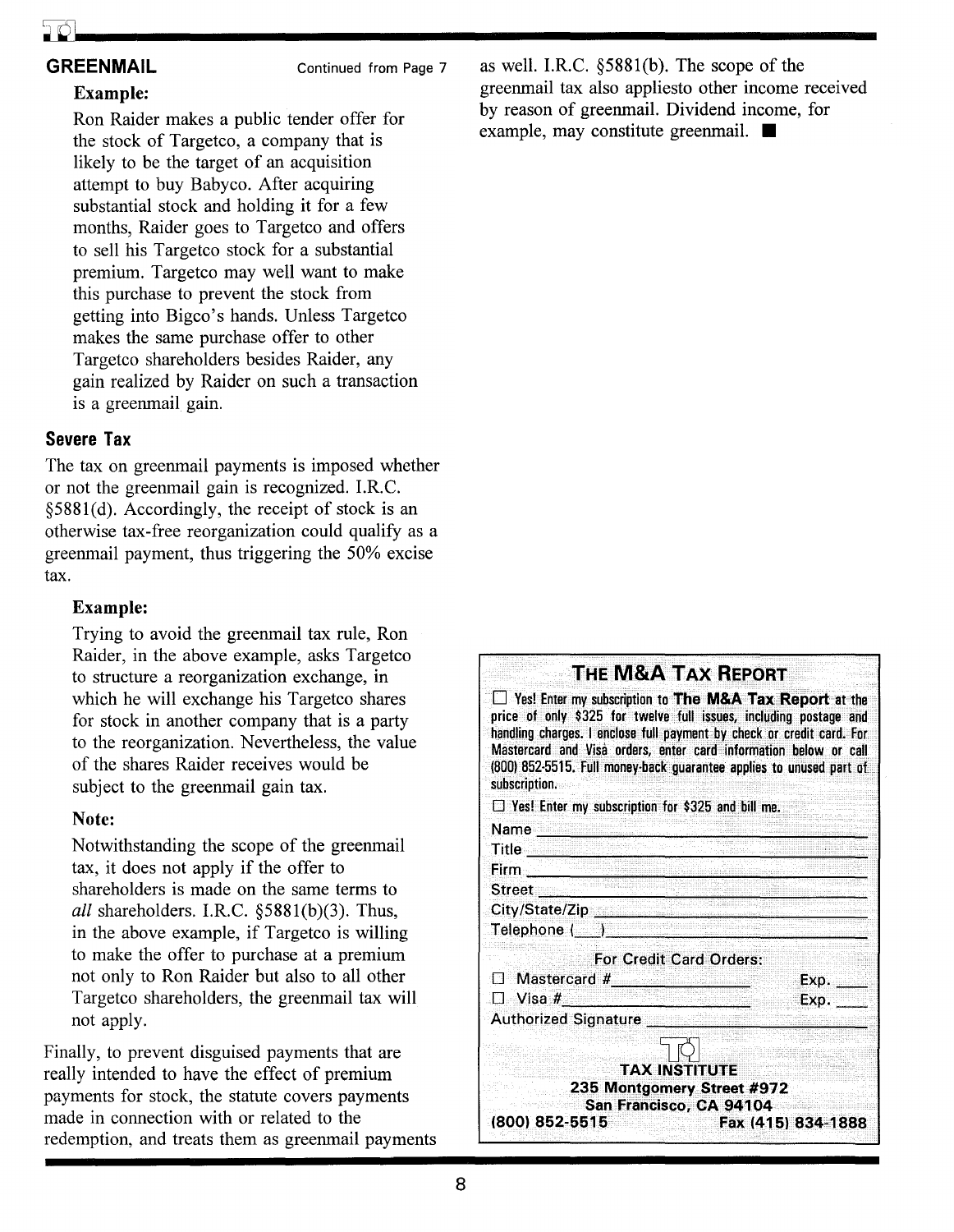## GREENMAIL

Continued from Page 7

**Example:**

Ron Raider makes a public tender offer for the stock of Targetco, a company that is likely to be the target of an acquisition attempt to buy Babyco. After acquiring substantial stock and holding it for a few months, Raider goes to Targetco and offers to sell his Targetco stock for a substantial premium. Targetco may well want to make this purchase to prevent the stock from getting into Bigco's hands. Unless Targetco makes the same purchase offer to other Targetco shareholders besides Raider, any gain realized by Raider on such a transaction is a greenmail gain.

### Severe Tax

The tax on greenmail payments is imposed whether or not the greenmail gain is recognized. I.R.C. §5881(d). Accordingly, the receipt of stock is an otherwise tax-free reorganization could qualify as a greenmail payment, thus triggering the 50% excise tax.

**Example:**

Trying to avoid the greenmail tax rule, Ron Raider, in the above example, asks Targetco to structure a reorganization exchange, in which he will exchange his Targetco shares for stock in another company that is a party to the reorganization. Nevertheless, the value of the shares Raider receives would be subject to the greenmail gain tax.

**Note:**

Notwithstanding the scope of the greenmail tax, it does not apply if the offer to shareholders is made on the same terms to *all* shareholders. I.R.C. §5881(b)(3). Thus, in the above example, if Targetco is willing to make the offer to purchase at a premium not only to Ron Raider but also to all other Targetco shareholders, the greenmail tax will not apply.

Finally, to prevent disguised payments that are really intended to have the effect of premium payments for stock, the statute covers payments made in connection with or related to the redemption, and treats them as greenmail payments as well. I.R.C. §5881(b). The scope of the greenmail tax also appliesto other income received by reason of greenmail. Dividend income, for example, may constitute greenmail. ■

---

**THE M&A TAX REPORT**

☐ Yes! Enter my subscription to **The M&A Tax Report** at the price of only $325 for twelve full issues, including postage and handling charges. I enclose full payment by check or credit card. For Mastercard and Visa orders, enter card information below or call (800) 852-5515. Full money-back guarantee applies to unused part of subscription.

☐ Yes! Enter my subscription for $325 and bill me.

Name ____________________

Title ____________________

Firm ____________________

Street ____________________

City/State/Zip ____________________

Telephone (___) ____________________

For Credit Card Orders:

☐ Mastercard # ____________ Exp. ____

☐ Visa # ____________ Exp. ____

Authorized Signature ____________________

**TAX INSTITUTE**
**235 Montgomery Street #972**
**San Francisco, CA 94104**
**(800) 852-5515 Fax (415) 834-1888**